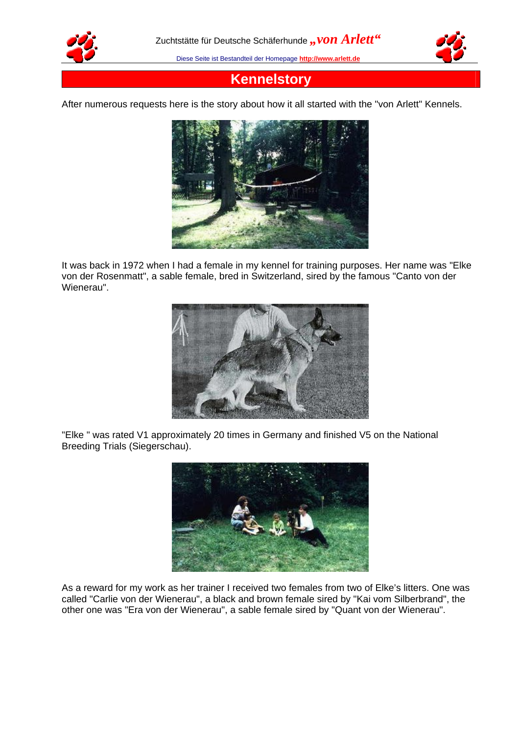# Kennelstory

After numerous requests here is the story about how it all started with the "von Arlett" Kennels.

It was back in 1972 when I had a female in my kennel for training purposes. Her name was "Elke von der Rosenmatt", a sable female, bred in Switzerland, sired by the famous "Canto von der Wienerau".

"Elke " was rated V1 approximately 20 times in Germany and finished V5 on the National Breeding Trials (Siegerschau).

As a reward for my work as her trainer I received two females from two of Elke's litters. One was called "Carlie von der Wienerau", a black and brown female sired by "Kai vom Silberbrand", the other one was "Era von der Wienerau", a sable female sired by "Quant von der Wienerau".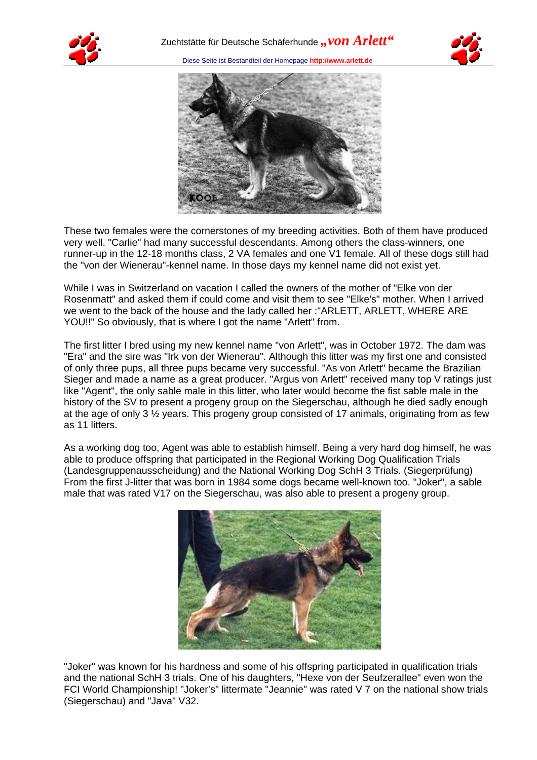These two females were the cornerstones of my breeding activities. Both of them have produced very well. "Carlie" had many successful descendants. Among others the class-winners, one runner-up in the 12-18 months class, 2 VA females and one V1 female. All of these dogs still had the "von der Wienerau"-kennel name. In those days my kennel name did not exist yet.

While I was in Switzerland on vacation I called the owners of the mother of "Elke von der Rosenmatt" and asked them if could come and visit them to see "Elke's" mother. When I arrived we went to the back of the house and the lady called her :"ARLETT, ARLETT, WHERE ARE YOU!!" So obviously, that is where I got the name "Arlett" from.

The first litter I bred using my new kennel name "von Arlett", was in October 1972. The dam was "Era" and the sire was "Irk von der Wienerau". Although this litter was my first one and consisted of only three pups, all three pups became very successful. "As von Arlett" became the Brazilian Sieger and made a name as a great producer. "Argus von Arlett" received many top V ratings just like "Agent", the only sable male in this litter, who later would become the fist sable male in the history of the SV to present a progeny group on the Siegerschau, although he died sadly enough at the age of only 3 ½ years. This progeny group consisted of 17 animals, originating from as few as 11 litters.

As a working dog too, Agent was able to establish himself. Being a very hard dog himself, he was able to produce offspring that participated in the Regional Working Dog Qualification Trials (Landesgruppenausscheidung) and the National Working Dog SchH 3 Trials. (Siegerprüfung) From the first J-litter that was born in 1984 some dogs became well-known too. "Joker", a sable male that was rated V17 on the Siegerschau, was also able to present a progeny group.

"Joker" was known for his hardness and some of his offspring participated in qualification trials and the national SchH 3 trials. One of his daughters, "Hexe von der Seufzerallee" even won the FCI World Championship! "Joker's" littermate "Jeannie" was rated V 7 on the national show trials (Siegerschau) and "Java" V32.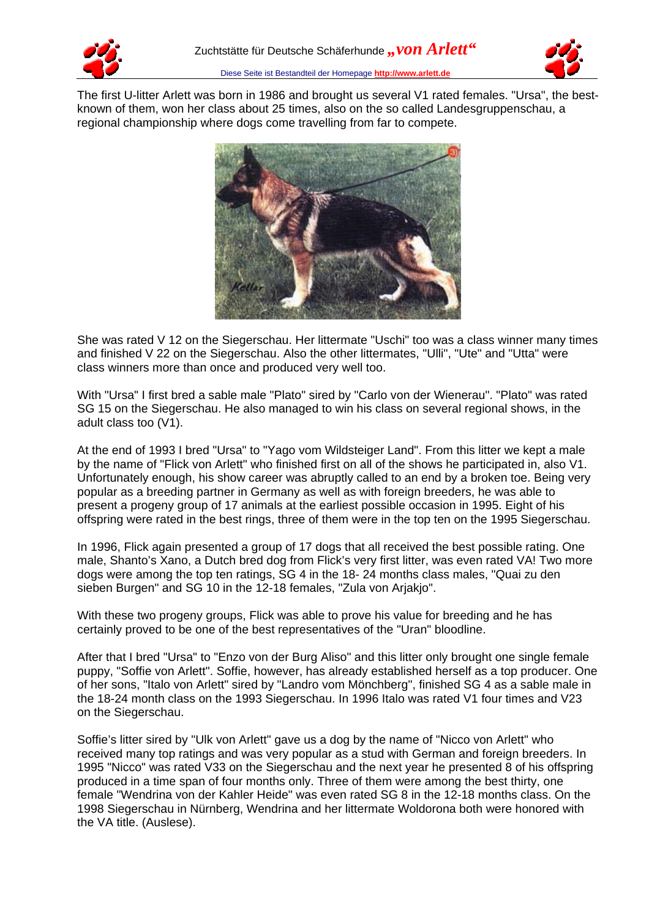The first U-litter Arlett was born in 1986 and brought us several V1 rated females. "Ursa", the best-known of them, won her class about 25 times, also on the so called Landesgruppenschau, a regional championship where dogs come travelling from far to compete.

She was rated V 12 on the Siegerschau. Her littermate "Uschi" too was a class winner many times and finished V 22 on the Siegerschau. Also the other littermates, "Ulli", "Ute" and "Utta" were class winners more than once and produced very well too.

With "Ursa" I first bred a sable male "Plato" sired by "Carlo von der Wienerau". "Plato" was rated SG 15 on the Siegerschau. He also managed to win his class on several regional shows, in the adult class too (V1).

At the end of 1993 I bred "Ursa" to "Yago vom Wildsteiger Land". From this litter we kept a male by the name of "Flick von Arlett" who finished first on all of the shows he participated in, also V1. Unfortunately enough, his show career was abruptly called to an end by a broken toe. Being very popular as a breeding partner in Germany as well as with foreign breeders, he was able to present a progeny group of 17 animals at the earliest possible occasion in 1995. Eight of his offspring were rated in the best rings, three of them were in the top ten on the 1995 Siegerschau.

In 1996, Flick again presented a group of 17 dogs that all received the best possible rating. One male, Shanto's Xano, a Dutch bred dog from Flick's very first litter, was even rated VA! Two more dogs were among the top ten ratings, SG 4 in the 18- 24 months class males, "Quai zu den sieben Burgen" and SG 10 in the 12-18 females, "Zula von Arjakjo".

With these two progeny groups, Flick was able to prove his value for breeding and he has certainly proved to be one of the best representatives of the "Uran" bloodline.

After that I bred "Ursa" to "Enzo von der Burg Aliso" and this litter only brought one single female puppy, "Soffie von Arlett". Soffie, however, has already established herself as a top producer. One of her sons, "Italo von Arlett" sired by "Landro vom Mönchberg", finished SG 4 as a sable male in the 18-24 month class on the 1993 Siegerschau. In 1996 Italo was rated V1 four times and V23 on the Siegerschau.

Soffie's litter sired by "Ulk von Arlett" gave us a dog by the name of "Nicco von Arlett" who received many top ratings and was very popular as a stud with German and foreign breeders. In 1995 "Nicco" was rated V33 on the Siegerschau and the next year he presented 8 of his offspring produced in a time span of four months only. Three of them were among the best thirty, one female "Wendrina von der Kahler Heide" was even rated SG 8 in the 12-18 months class. On the 1998 Siegerschau in Nürnberg, Wendrina and her littermate Woldorona both were honored with the VA title. (Auslese).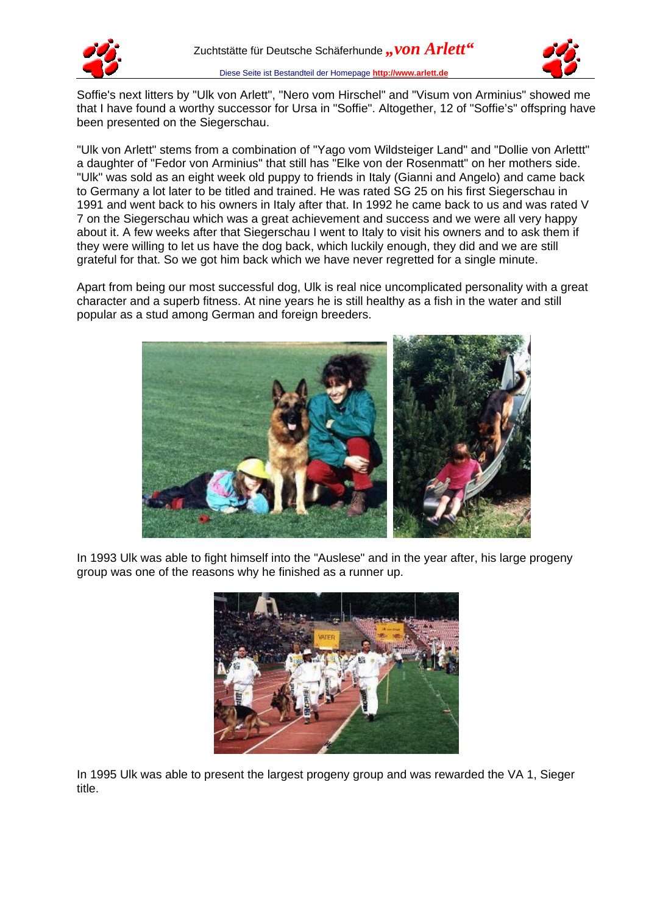Soffie's next litters by "Ulk von Arlett", "Nero vom Hirschel" and "Visum von Arminius" showed me that I have found a worthy successor for Ursa in "Soffie". Altogether, 12 of "Soffie's" offspring have been presented on the Siegerschau.

"Ulk von Arlett" stems from a combination of "Yago vom Wildsteiger Land" and "Dollie von Arlettt" a daughter of "Fedor von Arminius" that still has "Elke von der Rosenmatt" on her mothers side. "Ulk" was sold as an eight week old puppy to friends in Italy (Gianni and Angelo) and came back to Germany a lot later to be titled and trained. He was rated SG 25 on his first Siegerschau in 1991 and went back to his owners in Italy after that. In 1992 he came back to us and was rated V 7 on the Siegerschau which was a great achievement and success and we were all very happy about it. A few weeks after that Siegerschau I went to Italy to visit his owners and to ask them if they were willing to let us have the dog back, which luckily enough, they did and we are still grateful for that. So we got him back which we have never regretted for a single minute.

Apart from being our most successful dog, Ulk is real nice uncomplicated personality with a great character and a superb fitness. At nine years he is still healthy as a fish in the water and still popular as a stud among German and foreign breeders.

In 1993 Ulk was able to fight himself into the "Auslese" and in the year after, his large progeny group was one of the reasons why he finished as a runner up.

In 1995 Ulk was able to present the largest progeny group and was rewarded the VA 1, Sieger title.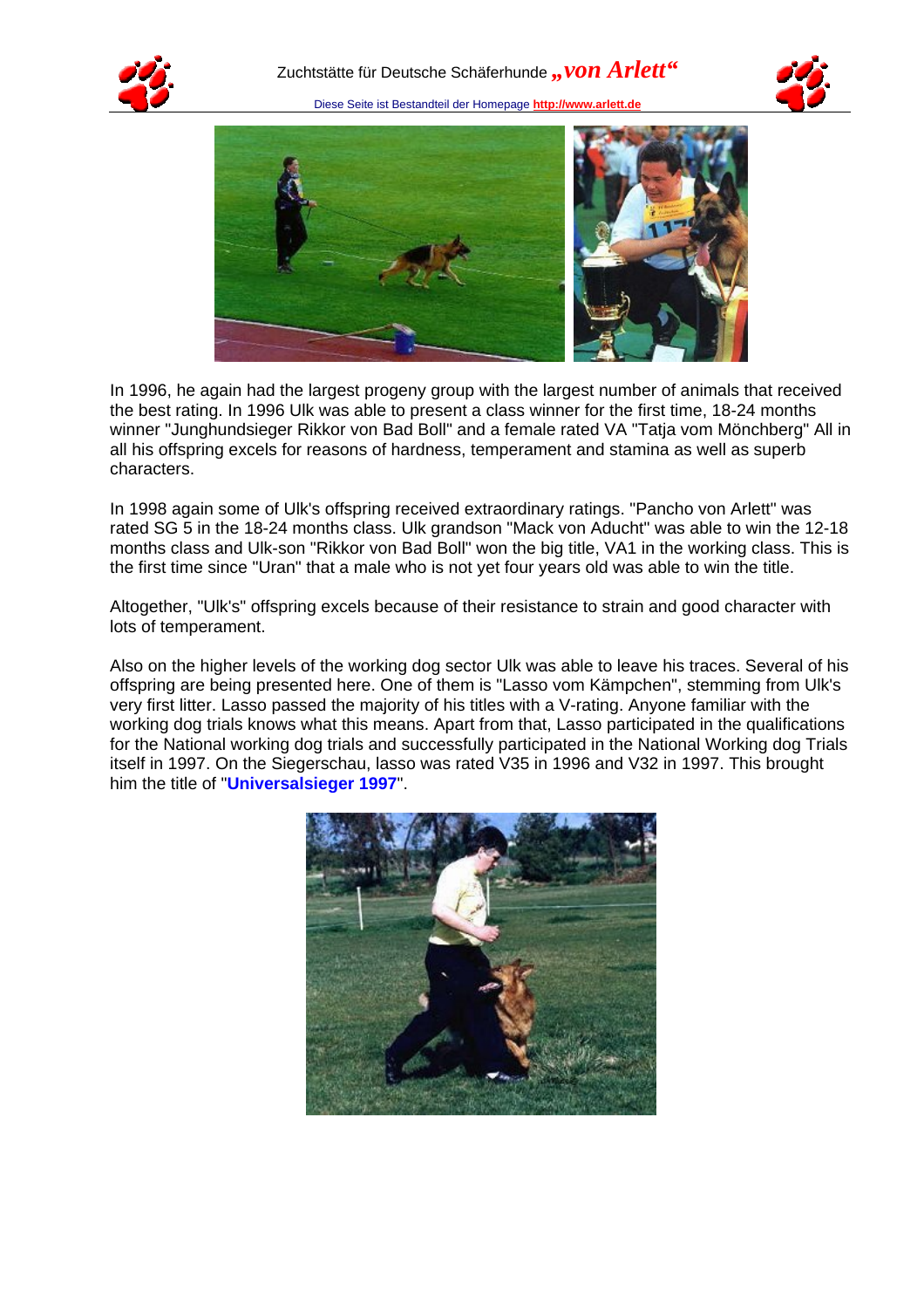In 1996, he again had the largest progeny group with the largest number of animals that received the best rating. In 1996 Ulk was able to present a class winner for the first time, 18-24 months winner "Junghundsieger Rikkor von Bad Boll" and a female rated VA "Tatja vom Mönchberg" All in all his offspring excels for reasons of hardness, temperament and stamina as well as superb characters.

In 1998 again some of Ulk's offspring received extraordinary ratings. "Pancho von Arlett" was rated SG 5 in the 18-24 months class. Ulk grandson "Mack von Aducht" was able to win the 12-18 months class and Ulk-son "Rikkor von Bad Boll" won the big title, VA1 in the working class. This is the first time since "Uran" that a male who is not yet four years old was able to win the title.

Altogether, "Ulk's" offspring excels because of their resistance to strain and good character with lots of temperament.

Also on the higher levels of the working dog sector Ulk was able to leave his traces. Several of his offspring are being presented here. One of them is "Lasso vom Kämpchen", stemming from Ulk's very first litter. Lasso passed the majority of his titles with a V-rating. Anyone familiar with the working dog trials knows what this means. Apart from that, Lasso participated in the qualifications for the National working dog trials and successfully participated in the National Working dog Trials itself in 1997. On the Siegerschau, lasso was rated V35 in 1996 and V32 in 1997. This brought him the title of "**Universalsieger 1997**".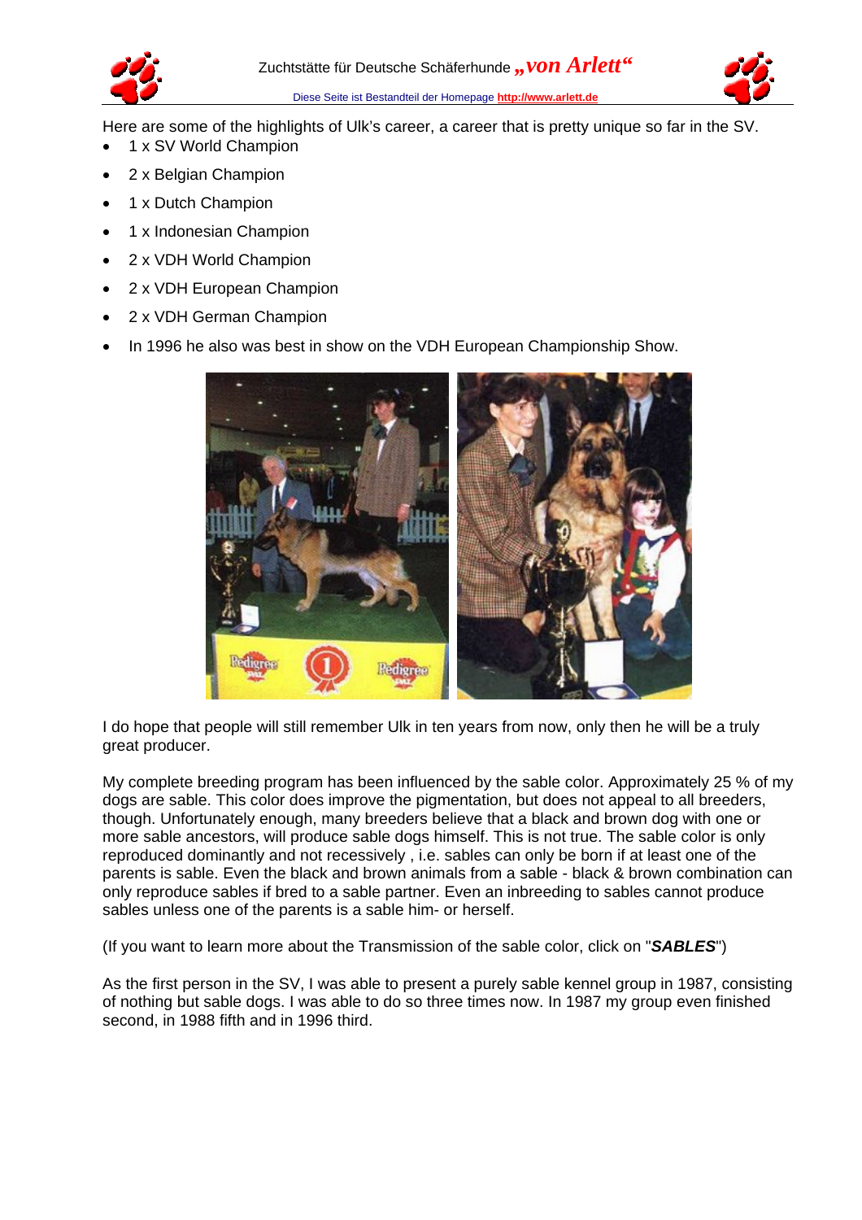Here are some of the highlights of Ulk's career, a career that is pretty unique so far in the SV.

- 1 x SV World Champion
- 2 x Belgian Champion
- 1 x Dutch Champion
- 1 x Indonesian Champion
- 2 x VDH World Champion
- 2 x VDH European Champion
- 2 x VDH German Champion
- In 1996 he also was best in show on the VDH European Championship Show.

I do hope that people will still remember Ulk in ten years from now, only then he will be a truly great producer.

My complete breeding program has been influenced by the sable color. Approximately 25 % of my dogs are sable. This color does improve the pigmentation, but does not appeal to all breeders, though. Unfortunately enough, many breeders believe that a black and brown dog with one or more sable ancestors, will produce sable dogs himself. This is not true. The sable color is only reproduced dominantly and not recessively , i.e. sables can only be born if at least one of the parents is sable. Even the black and brown animals from a sable - black & brown combination can only reproduce sables if bred to a sable partner. Even an inbreeding to sables cannot produce sables unless one of the parents is a sable him- or herself.

(If you want to learn more about the Transmission of the sable color, click on "***SABLES***")

As the first person in the SV, I was able to present a purely sable kennel group in 1987, consisting of nothing but sable dogs. I was able to do so three times now. In 1987 my group even finished second, in 1988 fifth and in 1996 third.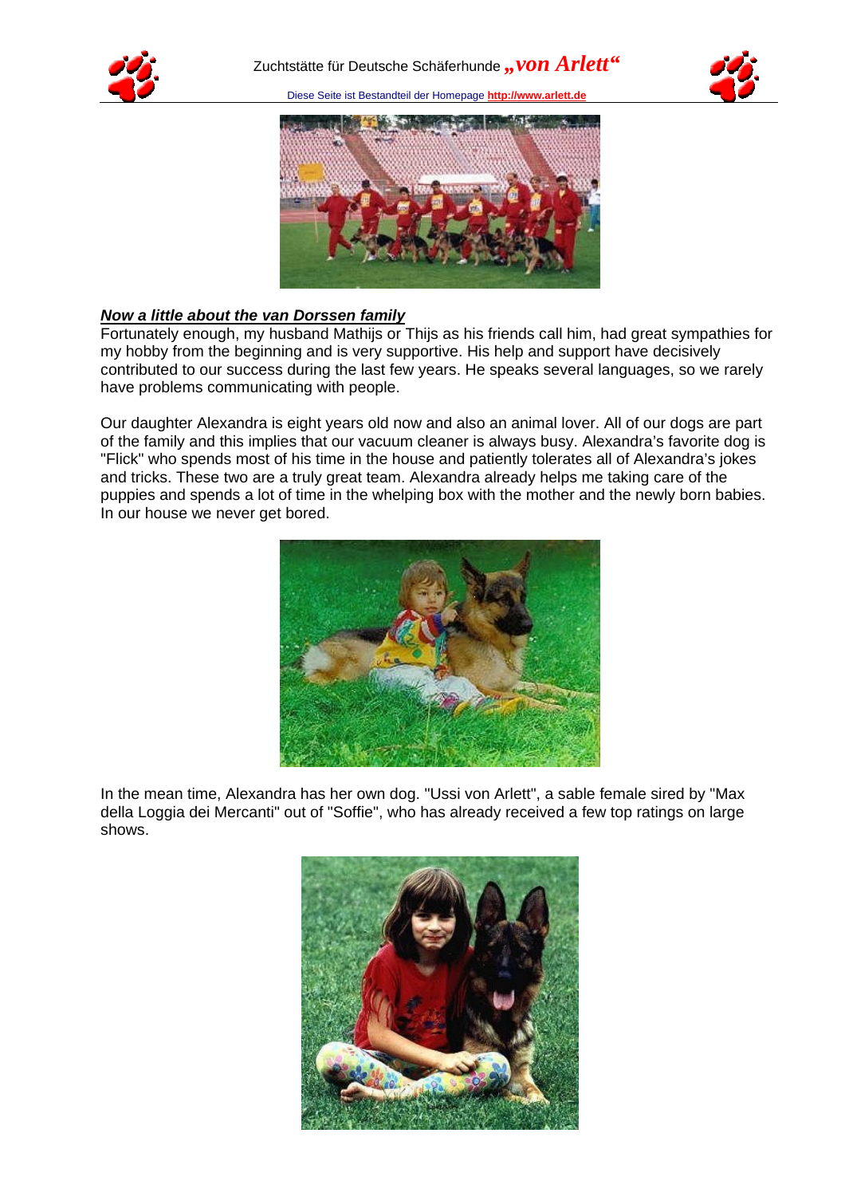## ***Now a little about the van Dorssen family***

Fortunately enough, my husband Mathijs or Thijs as his friends call him, had great sympathies for my hobby from the beginning and is very supportive. His help and support have decisively contributed to our success during the last few years. He speaks several languages, so we rarely have problems communicating with people.

Our daughter Alexandra is eight years old now and also an animal lover. All of our dogs are part of the family and this implies that our vacuum cleaner is always busy. Alexandra's favorite dog is "Flick" who spends most of his time in the house and patiently tolerates all of Alexandra's jokes and tricks. These two are a truly great team. Alexandra already helps me taking care of the puppies and spends a lot of time in the whelping box with the mother and the newly born babies. In our house we never get bored.

In the mean time, Alexandra has her own dog. "Ussi von Arlett", a sable female sired by "Max della Loggia dei Mercanti" out of "Soffie", who has already received a few top ratings on large shows.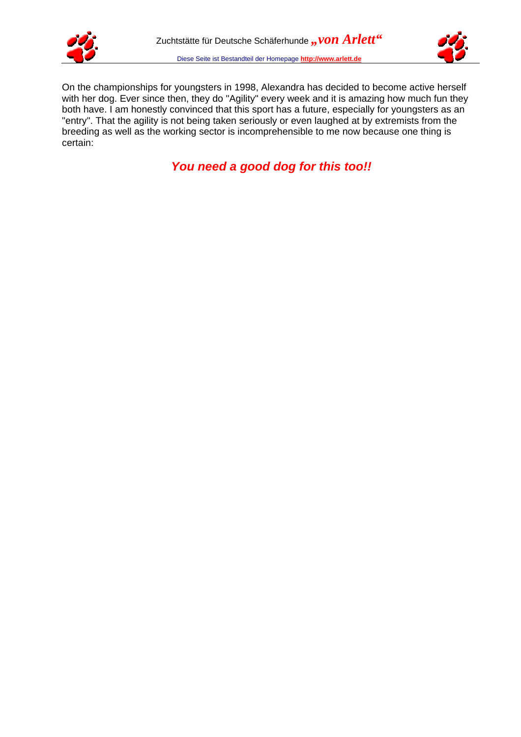On the championships for youngsters in 1998, Alexandra has decided to become active herself with her dog. Ever since then, they do "Agility" every week and it is amazing how much fun they both have. I am honestly convinced that this sport has a future, especially for youngsters as an "entry". That the agility is not being taken seriously or even laughed at by extremists from the breeding as well as the working sector is incomprehensible to me now because one thing is certain:

***You need a good dog for this too!!***